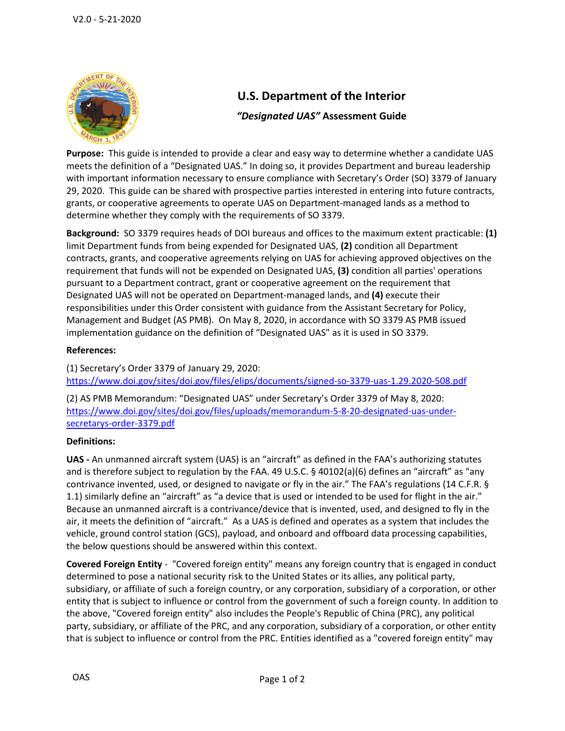V2.0 - 5-21-2020

# U.S. Department of the Interior

## *"Designated UAS"* Assessment Guide

**Purpose:** This guide is intended to provide a clear and easy way to determine whether a candidate UAS meets the definition of a "Designated UAS." In doing so, it provides Department and bureau leadership with important information necessary to ensure compliance with Secretary's Order (SO) 3379 of January 29, 2020. This guide can be shared with prospective parties interested in entering into future contracts, grants, or cooperative agreements to operate UAS on Department-managed lands as a method to determine whether they comply with the requirements of SO 3379.

**Background:** SO 3379 requires heads of DOI bureaus and offices to the maximum extent practicable: **(1)** limit Department funds from being expended for Designated UAS, **(2)** condition all Department contracts, grants, and cooperative agreements relying on UAS for achieving approved objectives on the requirement that funds will not be expended on Designated UAS, **(3)** condition all parties' operations pursuant to a Department contract, grant or cooperative agreement on the requirement that Designated UAS will not be operated on Department-managed lands, and **(4)** execute their responsibilities under this Order consistent with guidance from the Assistant Secretary for Policy, Management and Budget (AS PMB). On May 8, 2020, in accordance with SO 3379 AS PMB issued implementation guidance on the definition of "Designated UAS" as it is used in SO 3379.

**References:**

(1) Secretary's Order 3379 of January 29, 2020: https://www.doi.gov/sites/doi.gov/files/elips/documents/signed-so-3379-uas-1.29.2020-508.pdf

(2) AS PMB Memorandum: "Designated UAS" under Secretary's Order 3379 of May 8, 2020: https://www.doi.gov/sites/doi.gov/files/uploads/memorandum-5-8-20-designated-uas-under-secretarys-order-3379.pdf

**Definitions:**

**UAS -** An unmanned aircraft system (UAS) is an "aircraft" as defined in the FAA's authorizing statutes and is therefore subject to regulation by the FAA. 49 U.S.C. § 40102(a)(6) defines an "aircraft" as "any contrivance invented, used, or designed to navigate or fly in the air." The FAA's regulations (14 C.F.R. § 1.1) similarly define an "aircraft" as "a device that is used or intended to be used for flight in the air." Because an unmanned aircraft is a contrivance/device that is invented, used, and designed to fly in the air, it meets the definition of "aircraft." As a UAS is defined and operates as a system that includes the vehicle, ground control station (GCS), payload, and onboard and offboard data processing capabilities, the below questions should be answered within this context.

**Covered Foreign Entity** - "Covered foreign entity" means any foreign country that is engaged in conduct determined to pose a national security risk to the United States or its allies, any political party, subsidiary, or affiliate of such a foreign country, or any corporation, subsidiary of a corporation, or other entity that is subject to influence or control from the government of such a foreign county. In addition to the above, "Covered foreign entity" also includes the People's Republic of China (PRC), any political party, subsidiary, or affiliate of the PRC, and any corporation, subsidiary of a corporation, or other entity that is subject to influence or control from the PRC. Entities identified as a "covered foreign entity" may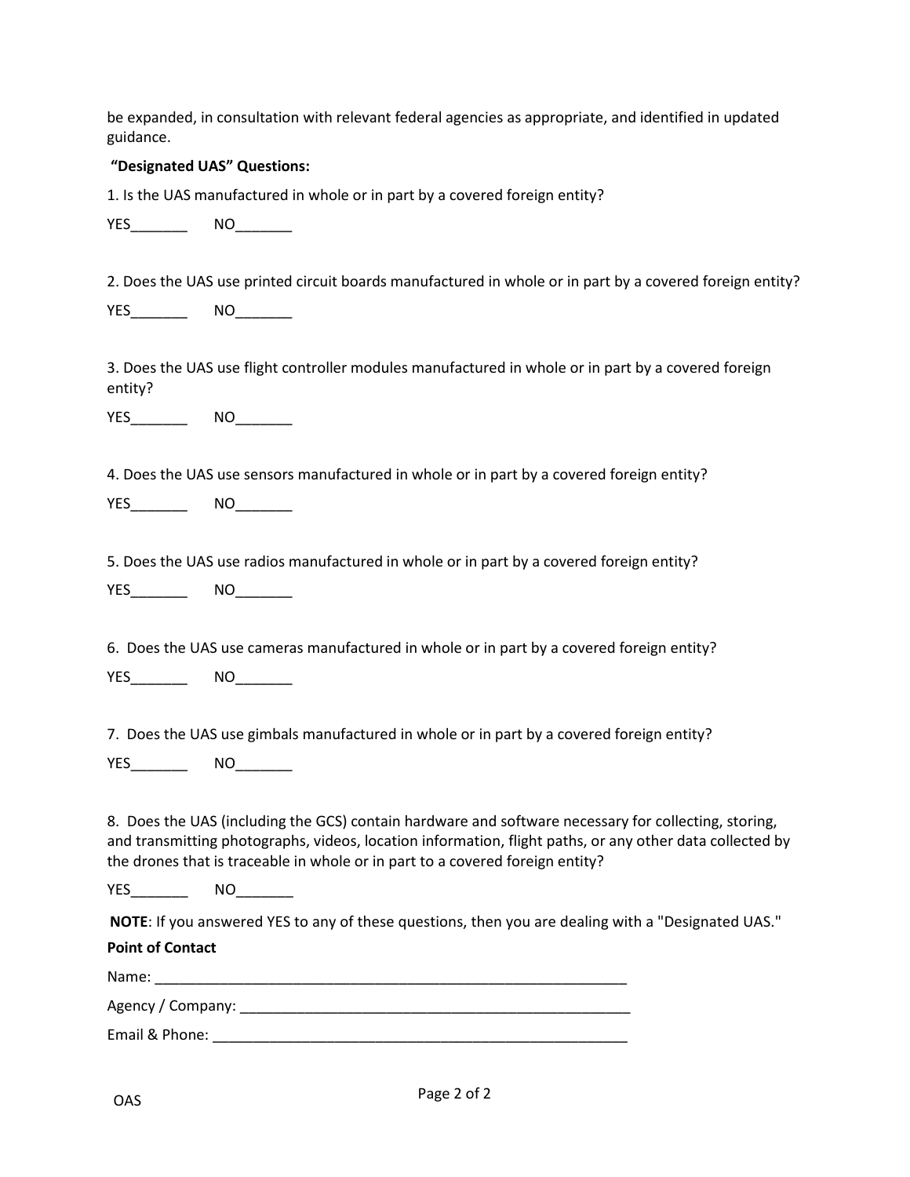be expanded, in consultation with relevant federal agencies as appropriate, and identified in updated guidance.

**"Designated UAS" Questions:**

1. Is the UAS manufactured in whole or in part by a covered foreign entity?

YES_______ NO_______

2. Does the UAS use printed circuit boards manufactured in whole or in part by a covered foreign entity?

YES_______ NO_______

3. Does the UAS use flight controller modules manufactured in whole or in part by a covered foreign entity?

YES_______ NO_______

4. Does the UAS use sensors manufactured in whole or in part by a covered foreign entity?

YES_______ NO_______

5. Does the UAS use radios manufactured in whole or in part by a covered foreign entity?

YES_______ NO_______

6. Does the UAS use cameras manufactured in whole or in part by a covered foreign entity?

YES_______ NO_______

7. Does the UAS use gimbals manufactured in whole or in part by a covered foreign entity?

YES_______ NO_______

8. Does the UAS (including the GCS) contain hardware and software necessary for collecting, storing, and transmitting photographs, videos, location information, flight paths, or any other data collected by the drones that is traceable in whole or in part to a covered foreign entity?

YES_______ NO_______

**NOTE**: If you answered YES to any of these questions, then you are dealing with a "Designated UAS."

**Point of Contact**

Name: ____________________________________________________________

Agency / Company: __________________________________________________

Email & Phone: _____________________________________________________